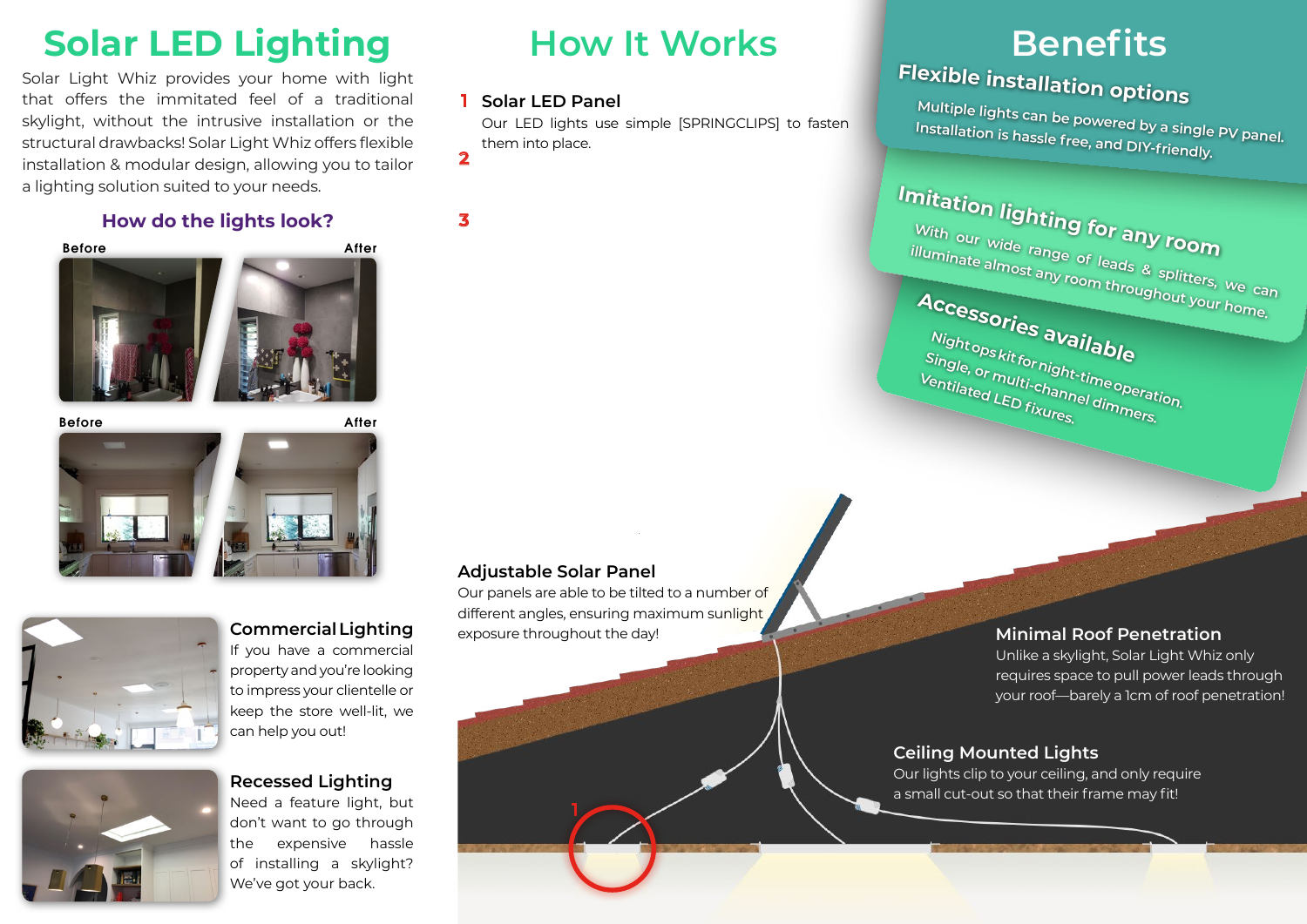# Solar LED Lighting

Solar Light Whiz provides your home with light that offers the immitated feel of a traditional skylight, without the intrusive installation or the structural drawbacks! Solar Light Whiz offers flexible installation & modular design, allowing you to tailor a lighting solution suited to your needs.

### How do the lights look?

Before — After

Before — After

### Commercial Lighting

If you have a commercial property and you're looking to impress your clientelle or keep the store well-lit, we can help you out!

### Recessed Lighting

Need a feature light, but don't want to go through the expensive hassle of installing a skylight? We've got your back.

# How It Works

1. **Solar LED Panel**
   Our LED lights use simple [SPRINGCLIPS] to fasten them into place.
2.
3.

### Adjustable Solar Panel

Our panels are able to be tilted to a number of different angles, ensuring maximum sunlight exposure throughout the day!

### Minimal Roof Penetration

Unlike a skylight, Solar Light Whiz only requires space to pull power leads through your roof—barely a 1cm of roof penetration!

### Ceiling Mounted Lights

Our lights clip to your ceiling, and only require a small cut-out so that their frame may fit!

# Benefits

### Flexible installation options

Multiple lights can be powered by a single PV panel. Installation is hassle free, and DIY-friendly.

### Imitation lighting for any room

With our wide range of leads & splitters, we can illuminate almost any room throughout your home.

### Accessories available

Night ops kit for night-time operation.
Single, or multi-channel dimmers.
Ventilated LED fixures.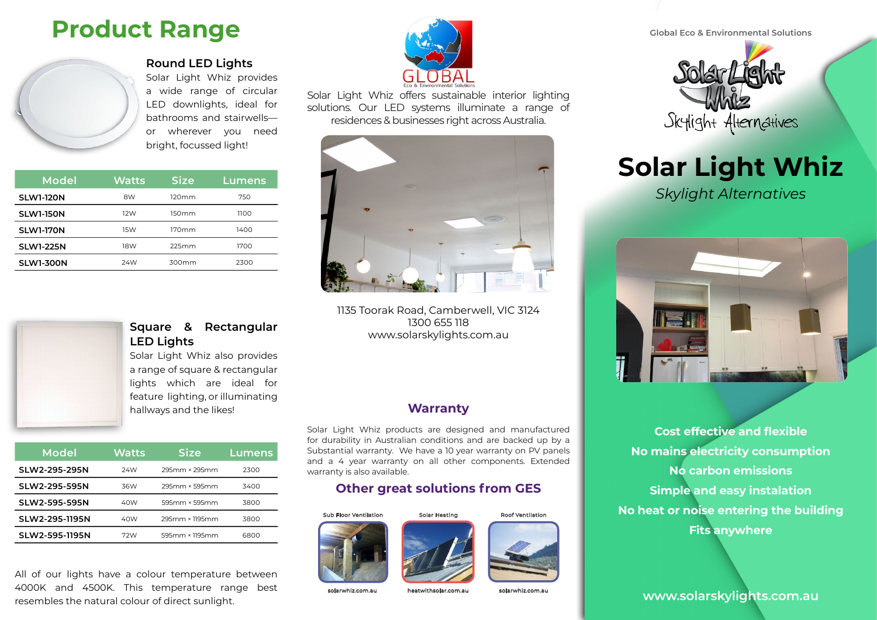# Product Range

### Round LED Lights

Solar Light Whiz provides a wide range of circular LED downlights, ideal for bathrooms and stairwells—or wherever you need bright, focussed light!

| Model | Watts | Size | Lumens |
|---|---|---|---|
| SLW1-120N | 8W | 120mm | 750 |
| SLW1-150N | 12W | 150mm | 1100 |
| SLW1-170N | 15W | 170mm | 1400 |
| SLW1-225N | 18W | 225mm | 1700 |
| SLW1-300N | 24W | 300mm | 2300 |

### Square & Rectangular LED Lights

Solar Light Whiz also provides a range of square & rectangular lights which are ideal for feature lighting, or illuminating hallways and the likes!

| Model | Watts | Size | Lumens |
|---|---|---|---|
| SLW2-295-295N | 24W | 295mm × 295mm | 2300 |
| SLW2-295-595N | 36W | 295mm × 595mm | 3400 |
| SLW2-595-595N | 40W | 595mm × 595mm | 3800 |
| SLW2-295-1195N | 40W | 295mm × 1195mm | 3800 |
| SLW2-595-1195N | 72W | 595mm × 1195mm | 6800 |

All of our lights have a colour temperature between 4000K and 4500K. This temperature range best resembles the natural colour of direct sunlight.

GLOBAL
Eco & Environmental Solutions

Solar Light Whiz offers sustainable interior lighting solutions. Our LED systems illuminate a range of residences & businesses right across Australia.

1135 Toorak Road, Camberwell, VIC 3124
1300 655 118
www.solarskylights.com.au

## Warranty

Solar Light Whiz products are designed and manufactured for durability in Australian conditions and are backed up by a Substantial warranty. We have a 10 year warranty on PV panels and a 4 year warranty on all other components. Extended warranty is also available.

## Other great solutions from GES

Sub Floor Ventilation — solarwhiz.com.au

Solar Heating — heatwithsolar.com.au

Roof Ventilation — solarwhiz.com.au

Global Eco & Environmental Solutions

Solar Light Whiz
Skylight Alternatives

# Solar Light Whiz

*Skylight Alternatives*

**Cost effective and flexible**
**No mains electricity consumption**
**No carbon emissions**
**Simple and easy instalation**
**No heat or noise entering the building**
**Fits anywhere**

**www.solarskylights.com.au**